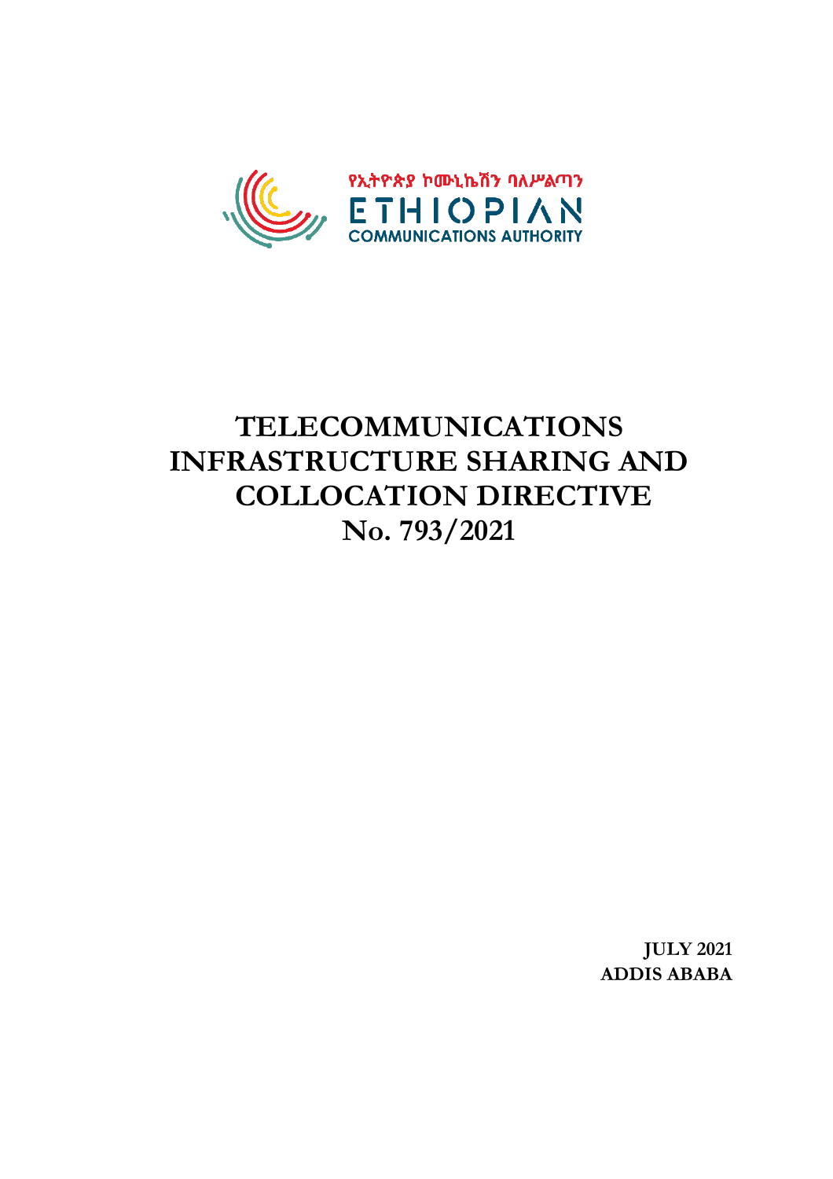የኢትዮጵያ ኮሙኒኬሽን ባለሥልጣን

ETHIOPIAN

COMMUNICATIONS AUTHORITY

# TELECOMMUNICATIONS INFRASTRUCTURE SHARING AND COLLOCATION DIRECTIVE No. 793/2021

**JULY 2021**
**ADDIS ABABA**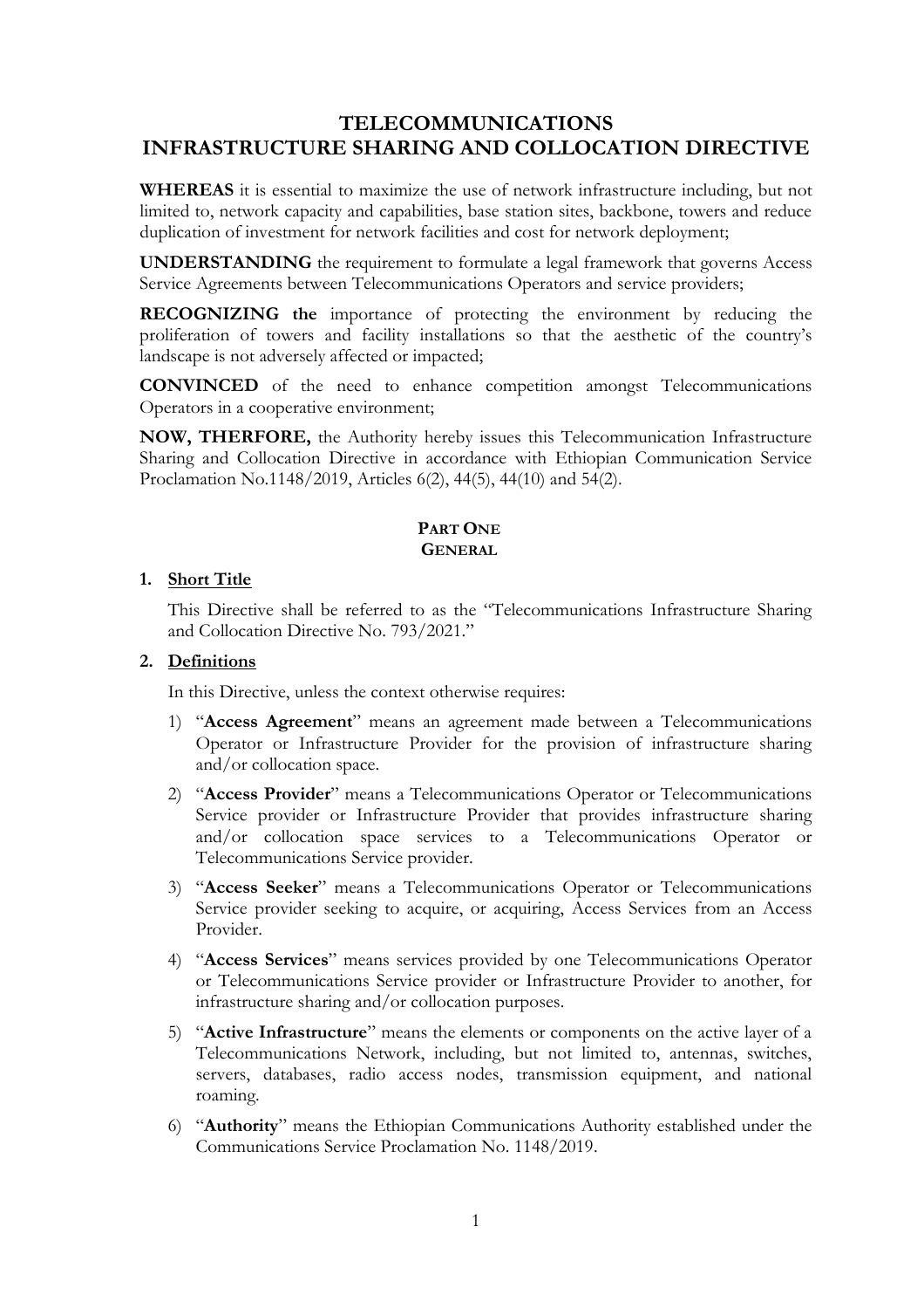# TELECOMMUNICATIONS
# INFRASTRUCTURE SHARING AND COLLOCATION DIRECTIVE

**WHEREAS** it is essential to maximize the use of network infrastructure including, but not limited to, network capacity and capabilities, base station sites, backbone, towers and reduce duplication of investment for network facilities and cost for network deployment;

**UNDERSTANDING** the requirement to formulate a legal framework that governs Access Service Agreements between Telecommunications Operators and service providers;

**RECOGNIZING the** importance of protecting the environment by reducing the proliferation of towers and facility installations so that the aesthetic of the country's landscape is not adversely affected or impacted;

**CONVINCED** of the need to enhance competition amongst Telecommunications Operators in a cooperative environment;

**NOW, THERFORE,** the Authority hereby issues this Telecommunication Infrastructure Sharing and Collocation Directive in accordance with Ethiopian Communication Service Proclamation No.1148/2019, Articles 6(2), 44(5), 44(10) and 54(2).

## PART ONE
## GENERAL

### 1. Short Title

This Directive shall be referred to as the "Telecommunications Infrastructure Sharing and Collocation Directive No. 793/2021."

### 2. Definitions

In this Directive, unless the context otherwise requires:

1) "**Access Agreement**" means an agreement made between a Telecommunications Operator or Infrastructure Provider for the provision of infrastructure sharing and/or collocation space.
2) "**Access Provider**" means a Telecommunications Operator or Telecommunications Service provider or Infrastructure Provider that provides infrastructure sharing and/or collocation space services to a Telecommunications Operator or Telecommunications Service provider.
3) "**Access Seeker**" means a Telecommunications Operator or Telecommunications Service provider seeking to acquire, or acquiring, Access Services from an Access Provider.
4) "**Access Services**" means services provided by one Telecommunications Operator or Telecommunications Service provider or Infrastructure Provider to another, for infrastructure sharing and/or collocation purposes.
5) "**Active Infrastructure**" means the elements or components on the active layer of a Telecommunications Network, including, but not limited to, antennas, switches, servers, databases, radio access nodes, transmission equipment, and national roaming.
6) "**Authority**" means the Ethiopian Communications Authority established under the Communications Service Proclamation No. 1148/2019.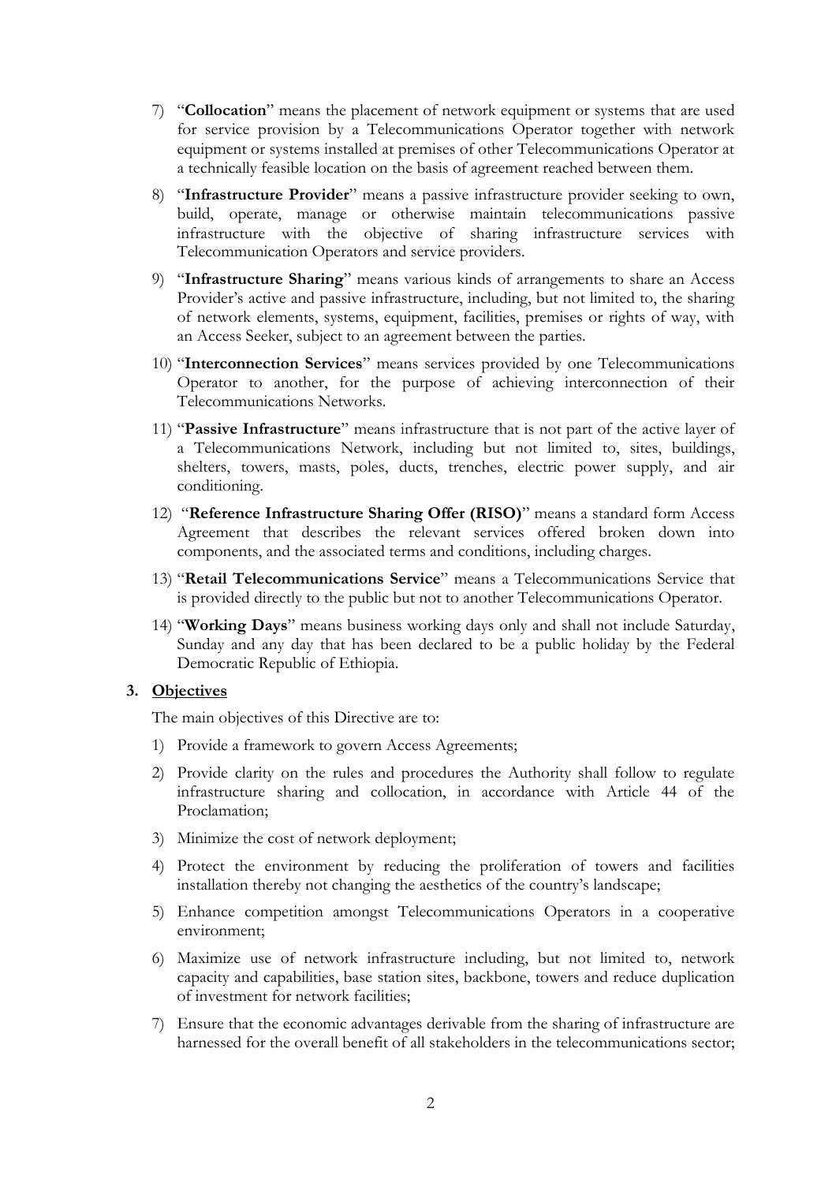7) "**Collocation**" means the placement of network equipment or systems that are used for service provision by a Telecommunications Operator together with network equipment or systems installed at premises of other Telecommunications Operator at a technically feasible location on the basis of agreement reached between them.

8) "**Infrastructure Provider**" means a passive infrastructure provider seeking to own, build, operate, manage or otherwise maintain telecommunications passive infrastructure with the objective of sharing infrastructure services with Telecommunication Operators and service providers.

9) "**Infrastructure Sharing**" means various kinds of arrangements to share an Access Provider's active and passive infrastructure, including, but not limited to, the sharing of network elements, systems, equipment, facilities, premises or rights of way, with an Access Seeker, subject to an agreement between the parties.

10) "**Interconnection Services**" means services provided by one Telecommunications Operator to another, for the purpose of achieving interconnection of their Telecommunications Networks.

11) "**Passive Infrastructure**" means infrastructure that is not part of the active layer of a Telecommunications Network, including but not limited to, sites, buildings, shelters, towers, masts, poles, ducts, trenches, electric power supply, and air conditioning.

12) "**Reference Infrastructure Sharing Offer (RISO)**" means a standard form Access Agreement that describes the relevant services offered broken down into components, and the associated terms and conditions, including charges.

13) "**Retail Telecommunications Service**" means a Telecommunications Service that is provided directly to the public but not to another Telecommunications Operator.

14) "**Working Days**" means business working days only and shall not include Saturday, Sunday and any day that has been declared to be a public holiday by the Federal Democratic Republic of Ethiopia.

### 3. Objectives

The main objectives of this Directive are to:

1) Provide a framework to govern Access Agreements;

2) Provide clarity on the rules and procedures the Authority shall follow to regulate infrastructure sharing and collocation, in accordance with Article 44 of the Proclamation;

3) Minimize the cost of network deployment;

4) Protect the environment by reducing the proliferation of towers and facilities installation thereby not changing the aesthetics of the country's landscape;

5) Enhance competition amongst Telecommunications Operators in a cooperative environment;

6) Maximize use of network infrastructure including, but not limited to, network capacity and capabilities, base station sites, backbone, towers and reduce duplication of investment for network facilities;

7) Ensure that the economic advantages derivable from the sharing of infrastructure are harnessed for the overall benefit of all stakeholders in the telecommunications sector;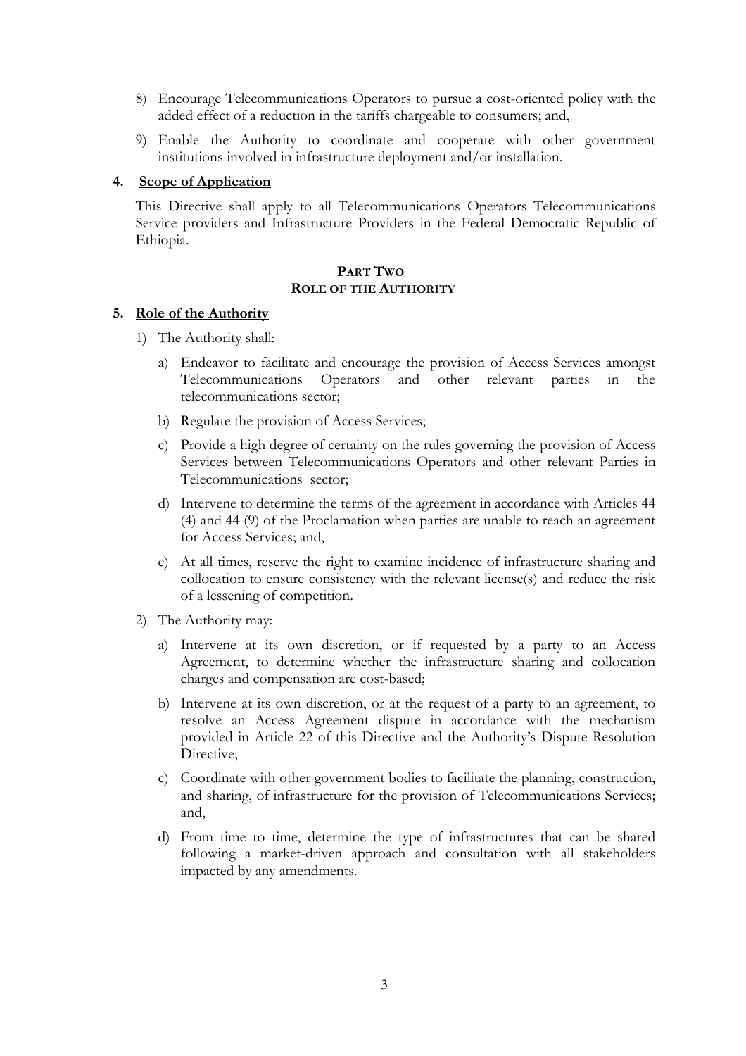8) Encourage Telecommunications Operators to pursue a cost-oriented policy with the added effect of a reduction in the tariffs chargeable to consumers; and,

9) Enable the Authority to coordinate and cooperate with other government institutions involved in infrastructure deployment and/or installation.

### 4. Scope of Application

This Directive shall apply to all Telecommunications Operators Telecommunications Service providers and Infrastructure Providers in the Federal Democratic Republic of Ethiopia.

## PART TWO
## ROLE OF THE AUTHORITY

### 5. Role of the Authority

1) The Authority shall:

   a) Endeavor to facilitate and encourage the provision of Access Services amongst Telecommunications Operators and other relevant parties in the telecommunications sector;

   b) Regulate the provision of Access Services;

   c) Provide a high degree of certainty on the rules governing the provision of Access Services between Telecommunications Operators and other relevant Parties in Telecommunications sector;

   d) Intervene to determine the terms of the agreement in accordance with Articles 44 (4) and 44 (9) of the Proclamation when parties are unable to reach an agreement for Access Services; and,

   e) At all times, reserve the right to examine incidence of infrastructure sharing and collocation to ensure consistency with the relevant license(s) and reduce the risk of a lessening of competition.

2) The Authority may:

   a) Intervene at its own discretion, or if requested by a party to an Access Agreement, to determine whether the infrastructure sharing and collocation charges and compensation are cost-based;

   b) Intervene at its own discretion, or at the request of a party to an agreement, to resolve an Access Agreement dispute in accordance with the mechanism provided in Article 22 of this Directive and the Authority's Dispute Resolution Directive;

   c) Coordinate with other government bodies to facilitate the planning, construction, and sharing, of infrastructure for the provision of Telecommunications Services; and,

   d) From time to time, determine the type of infrastructures that can be shared following a market-driven approach and consultation with all stakeholders impacted by any amendments.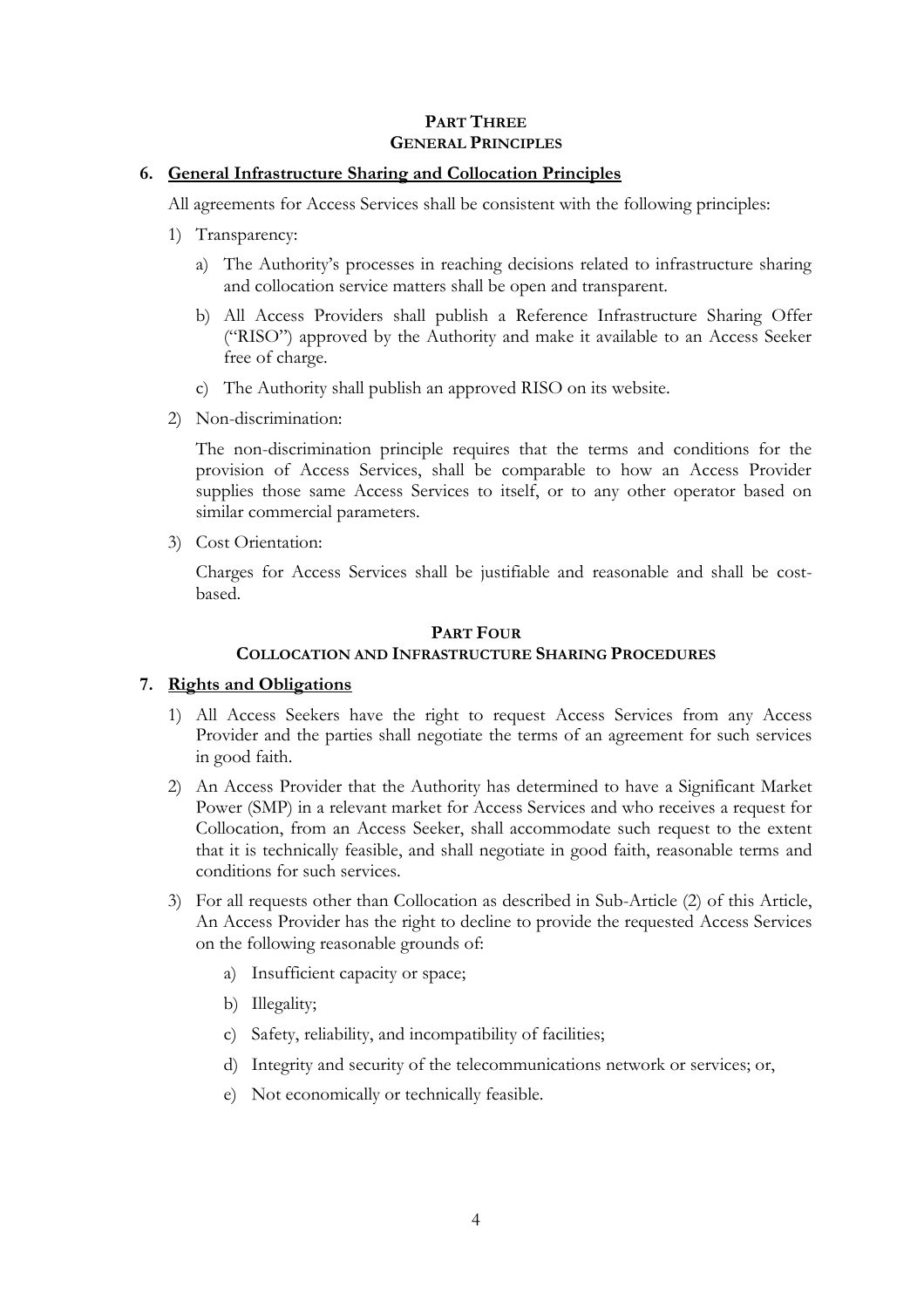## PART THREE
## GENERAL PRINCIPLES

### 6. General Infrastructure Sharing and Collocation Principles

All agreements for Access Services shall be consistent with the following principles:

1) Transparency:

   a) The Authority's processes in reaching decisions related to infrastructure sharing and collocation service matters shall be open and transparent.

   b) All Access Providers shall publish a Reference Infrastructure Sharing Offer ("RISO") approved by the Authority and make it available to an Access Seeker free of charge.

   c) The Authority shall publish an approved RISO on its website.

2) Non-discrimination:

   The non-discrimination principle requires that the terms and conditions for the provision of Access Services, shall be comparable to how an Access Provider supplies those same Access Services to itself, or to any other operator based on similar commercial parameters.

3) Cost Orientation:

   Charges for Access Services shall be justifiable and reasonable and shall be cost-based.

## PART FOUR
## COLLOCATION AND INFRASTRUCTURE SHARING PROCEDURES

### 7. Rights and Obligations

1) All Access Seekers have the right to request Access Services from any Access Provider and the parties shall negotiate the terms of an agreement for such services in good faith.

2) An Access Provider that the Authority has determined to have a Significant Market Power (SMP) in a relevant market for Access Services and who receives a request for Collocation, from an Access Seeker, shall accommodate such request to the extent that it is technically feasible, and shall negotiate in good faith, reasonable terms and conditions for such services.

3) For all requests other than Collocation as described in Sub-Article (2) of this Article, An Access Provider has the right to decline to provide the requested Access Services on the following reasonable grounds of:

   a) Insufficient capacity or space;

   b) Illegality;

   c) Safety, reliability, and incompatibility of facilities;

   d) Integrity and security of the telecommunications network or services; or,

   e) Not economically or technically feasible.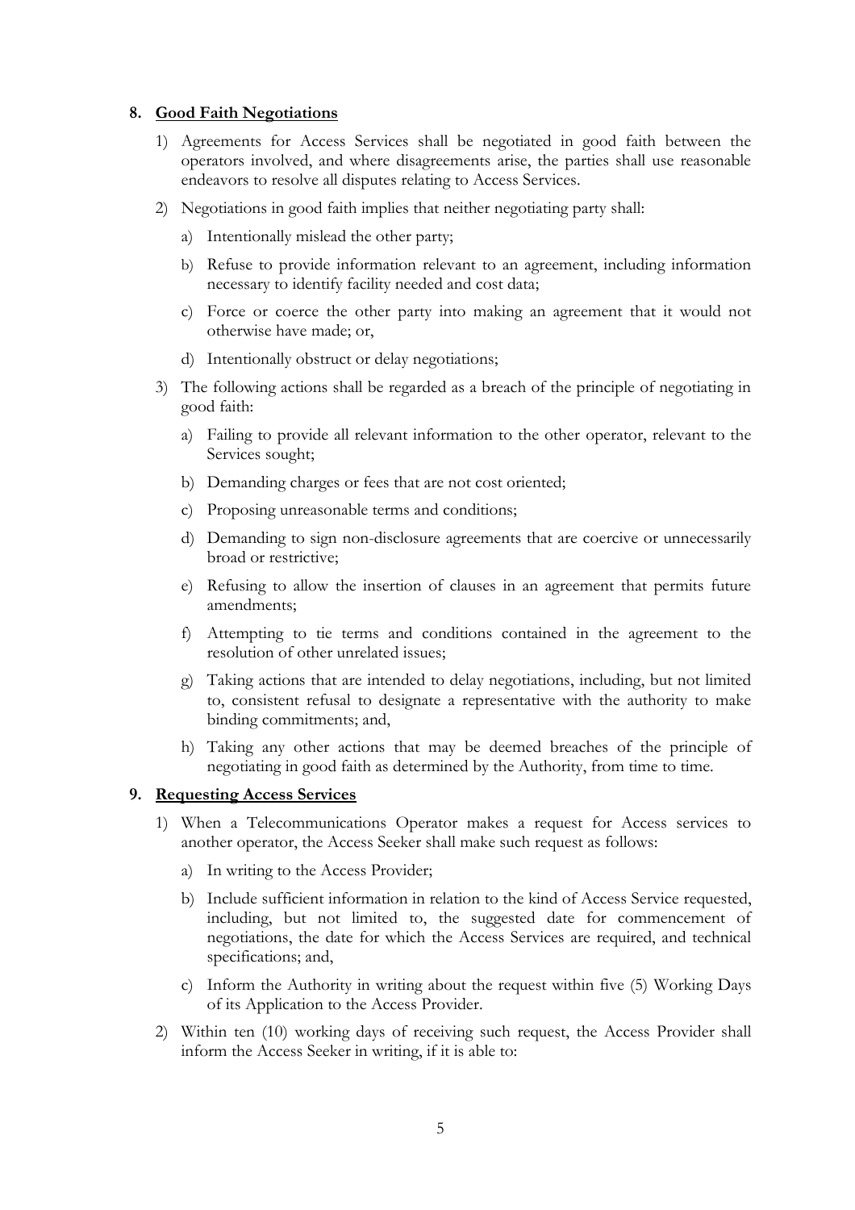## 8. Good Faith Negotiations

1) Agreements for Access Services shall be negotiated in good faith between the operators involved, and where disagreements arise, the parties shall use reasonable endeavors to resolve all disputes relating to Access Services.

2) Negotiations in good faith implies that neither negotiating party shall:

   a) Intentionally mislead the other party;

   b) Refuse to provide information relevant to an agreement, including information necessary to identify facility needed and cost data;

   c) Force or coerce the other party into making an agreement that it would not otherwise have made; or,

   d) Intentionally obstruct or delay negotiations;

3) The following actions shall be regarded as a breach of the principle of negotiating in good faith:

   a) Failing to provide all relevant information to the other operator, relevant to the Services sought;

   b) Demanding charges or fees that are not cost oriented;

   c) Proposing unreasonable terms and conditions;

   d) Demanding to sign non-disclosure agreements that are coercive or unnecessarily broad or restrictive;

   e) Refusing to allow the insertion of clauses in an agreement that permits future amendments;

   f) Attempting to tie terms and conditions contained in the agreement to the resolution of other unrelated issues;

   g) Taking actions that are intended to delay negotiations, including, but not limited to, consistent refusal to designate a representative with the authority to make binding commitments; and,

   h) Taking any other actions that may be deemed breaches of the principle of negotiating in good faith as determined by the Authority, from time to time.

## 9. Requesting Access Services

1) When a Telecommunications Operator makes a request for Access services to another operator, the Access Seeker shall make such request as follows:

   a) In writing to the Access Provider;

   b) Include sufficient information in relation to the kind of Access Service requested, including, but not limited to, the suggested date for commencement of negotiations, the date for which the Access Services are required, and technical specifications; and,

   c) Inform the Authority in writing about the request within five (5) Working Days of its Application to the Access Provider.

2) Within ten (10) working days of receiving such request, the Access Provider shall inform the Access Seeker in writing, if it is able to: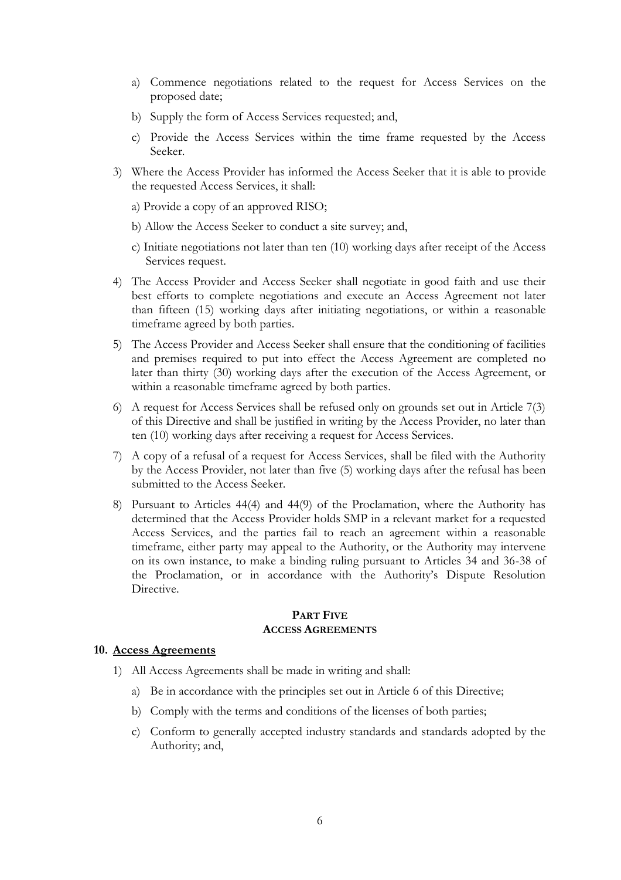a) Commence negotiations related to the request for Access Services on the proposed date;

b) Supply the form of Access Services requested; and,

c) Provide the Access Services within the time frame requested by the Access Seeker.

3) Where the Access Provider has informed the Access Seeker that it is able to provide the requested Access Services, it shall:

   a) Provide a copy of an approved RISO;

   b) Allow the Access Seeker to conduct a site survey; and,

   c) Initiate negotiations not later than ten (10) working days after receipt of the Access Services request.

4) The Access Provider and Access Seeker shall negotiate in good faith and use their best efforts to complete negotiations and execute an Access Agreement not later than fifteen (15) working days after initiating negotiations, or within a reasonable timeframe agreed by both parties.

5) The Access Provider and Access Seeker shall ensure that the conditioning of facilities and premises required to put into effect the Access Agreement are completed no later than thirty (30) working days after the execution of the Access Agreement, or within a reasonable timeframe agreed by both parties.

6) A request for Access Services shall be refused only on grounds set out in Article 7(3) of this Directive and shall be justified in writing by the Access Provider, no later than ten (10) working days after receiving a request for Access Services.

7) A copy of a refusal of a request for Access Services, shall be filed with the Authority by the Access Provider, not later than five (5) working days after the refusal has been submitted to the Access Seeker.

8) Pursuant to Articles 44(4) and 44(9) of the Proclamation, where the Authority has determined that the Access Provider holds SMP in a relevant market for a requested Access Services, and the parties fail to reach an agreement within a reasonable timeframe, either party may appeal to the Authority, or the Authority may intervene on its own instance, to make a binding ruling pursuant to Articles 34 and 36-38 of the Proclamation, or in accordance with the Authority's Dispute Resolution Directive.

## PART FIVE
## ACCESS AGREEMENTS

### 10. Access Agreements

1) All Access Agreements shall be made in writing and shall:

   a) Be in accordance with the principles set out in Article 6 of this Directive;

   b) Comply with the terms and conditions of the licenses of both parties;

   c) Conform to generally accepted industry standards and standards adopted by the Authority; and,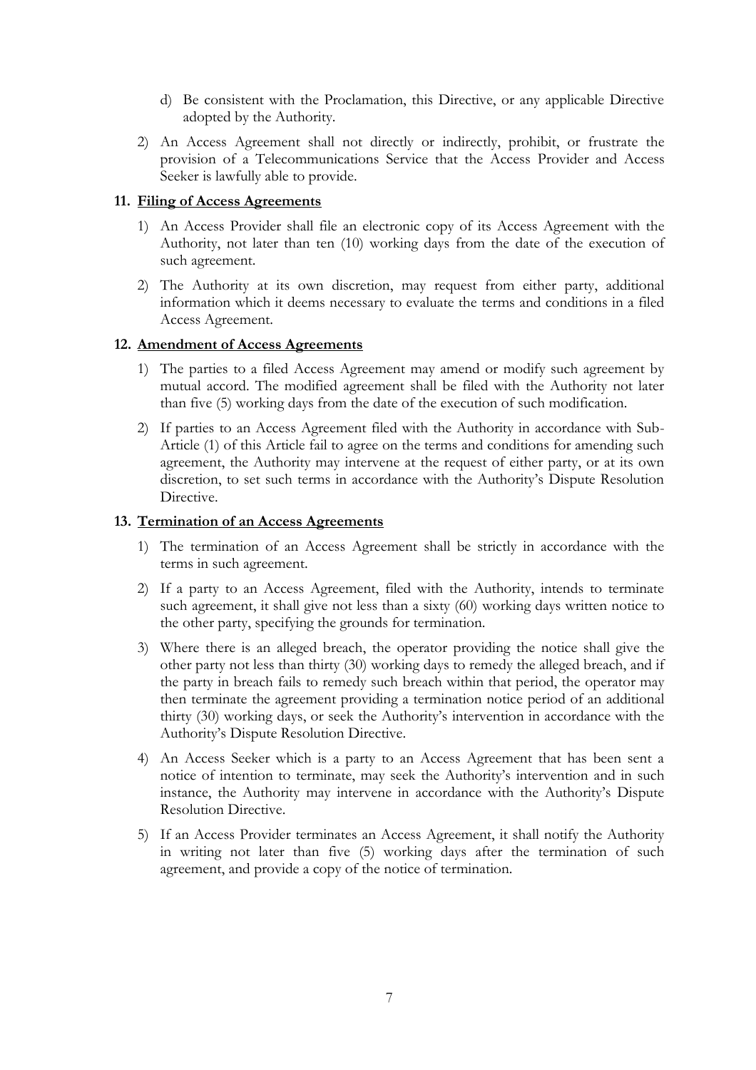d) Be consistent with the Proclamation, this Directive, or any applicable Directive adopted by the Authority.

2) An Access Agreement shall not directly or indirectly, prohibit, or frustrate the provision of a Telecommunications Service that the Access Provider and Access Seeker is lawfully able to provide.

### 11. Filing of Access Agreements

1) An Access Provider shall file an electronic copy of its Access Agreement with the Authority, not later than ten (10) working days from the date of the execution of such agreement.

2) The Authority at its own discretion, may request from either party, additional information which it deems necessary to evaluate the terms and conditions in a filed Access Agreement.

### 12. Amendment of Access Agreements

1) The parties to a filed Access Agreement may amend or modify such agreement by mutual accord. The modified agreement shall be filed with the Authority not later than five (5) working days from the date of the execution of such modification.

2) If parties to an Access Agreement filed with the Authority in accordance with Sub-Article (1) of this Article fail to agree on the terms and conditions for amending such agreement, the Authority may intervene at the request of either party, or at its own discretion, to set such terms in accordance with the Authority's Dispute Resolution Directive.

### 13. Termination of an Access Agreements

1) The termination of an Access Agreement shall be strictly in accordance with the terms in such agreement.

2) If a party to an Access Agreement, filed with the Authority, intends to terminate such agreement, it shall give not less than a sixty (60) working days written notice to the other party, specifying the grounds for termination.

3) Where there is an alleged breach, the operator providing the notice shall give the other party not less than thirty (30) working days to remedy the alleged breach, and if the party in breach fails to remedy such breach within that period, the operator may then terminate the agreement providing a termination notice period of an additional thirty (30) working days, or seek the Authority's intervention in accordance with the Authority's Dispute Resolution Directive.

4) An Access Seeker which is a party to an Access Agreement that has been sent a notice of intention to terminate, may seek the Authority's intervention and in such instance, the Authority may intervene in accordance with the Authority's Dispute Resolution Directive.

5) If an Access Provider terminates an Access Agreement, it shall notify the Authority in writing not later than five (5) working days after the termination of such agreement, and provide a copy of the notice of termination.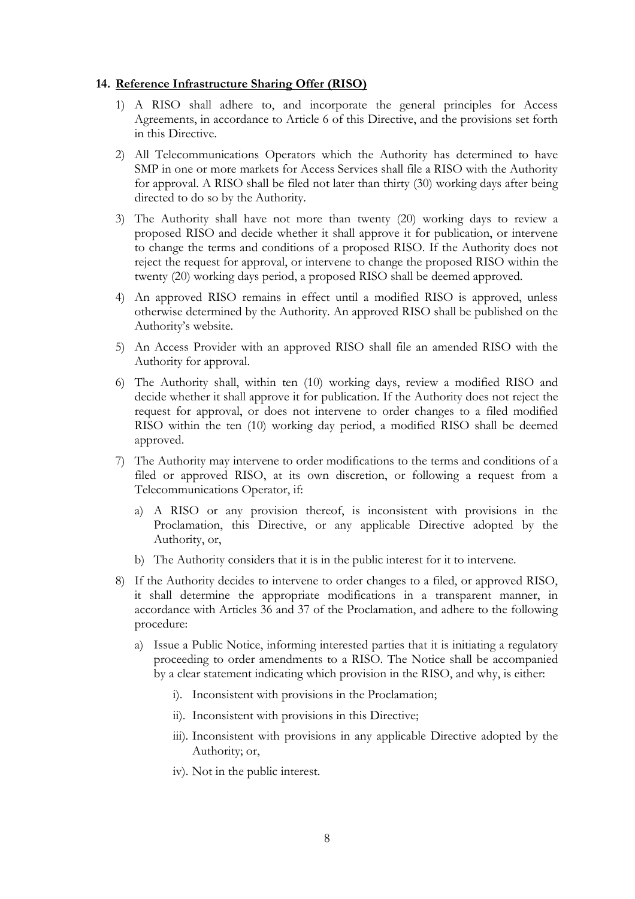### 14. Reference Infrastructure Sharing Offer (RISO)

1) A RISO shall adhere to, and incorporate the general principles for Access Agreements, in accordance to Article 6 of this Directive, and the provisions set forth in this Directive.

2) All Telecommunications Operators which the Authority has determined to have SMP in one or more markets for Access Services shall file a RISO with the Authority for approval. A RISO shall be filed not later than thirty (30) working days after being directed to do so by the Authority.

3) The Authority shall have not more than twenty (20) working days to review a proposed RISO and decide whether it shall approve it for publication, or intervene to change the terms and conditions of a proposed RISO. If the Authority does not reject the request for approval, or intervene to change the proposed RISO within the twenty (20) working days period, a proposed RISO shall be deemed approved.

4) An approved RISO remains in effect until a modified RISO is approved, unless otherwise determined by the Authority. An approved RISO shall be published on the Authority's website.

5) An Access Provider with an approved RISO shall file an amended RISO with the Authority for approval.

6) The Authority shall, within ten (10) working days, review a modified RISO and decide whether it shall approve it for publication. If the Authority does not reject the request for approval, or does not intervene to order changes to a filed modified RISO within the ten (10) working day period, a modified RISO shall be deemed approved.

7) The Authority may intervene to order modifications to the terms and conditions of a filed or approved RISO, at its own discretion, or following a request from a Telecommunications Operator, if:

   a) A RISO or any provision thereof, is inconsistent with provisions in the Proclamation, this Directive, or any applicable Directive adopted by the Authority, or,

   b) The Authority considers that it is in the public interest for it to intervene.

8) If the Authority decides to intervene to order changes to a filed, or approved RISO, it shall determine the appropriate modifications in a transparent manner, in accordance with Articles 36 and 37 of the Proclamation, and adhere to the following procedure:

   a) Issue a Public Notice, informing interested parties that it is initiating a regulatory proceeding to order amendments to a RISO. The Notice shall be accompanied by a clear statement indicating which provision in the RISO, and why, is either:

      i). Inconsistent with provisions in the Proclamation;

      ii). Inconsistent with provisions in this Directive;

      iii). Inconsistent with provisions in any applicable Directive adopted by the Authority; or,

      iv). Not in the public interest.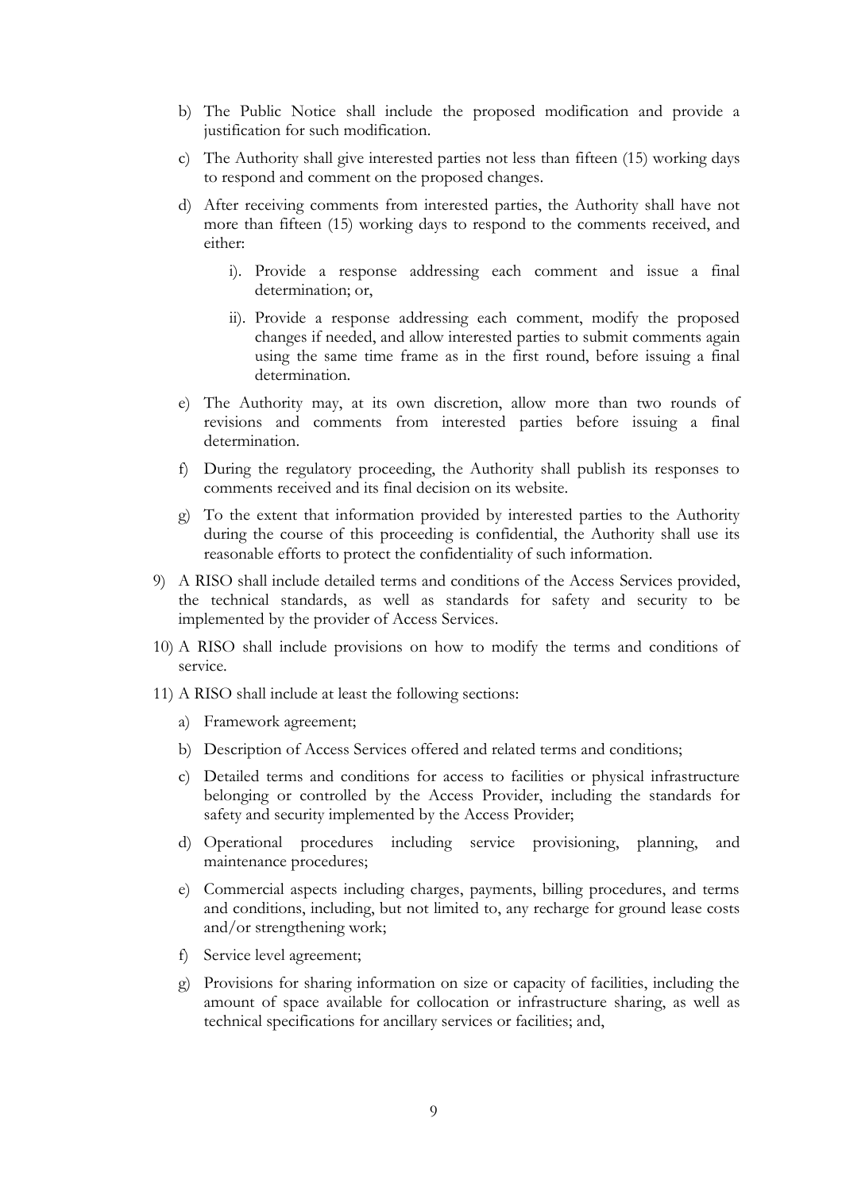b) The Public Notice shall include the proposed modification and provide a justification for such modification.

c) The Authority shall give interested parties not less than fifteen (15) working days to respond and comment on the proposed changes.

d) After receiving comments from interested parties, the Authority shall have not more than fifteen (15) working days to respond to the comments received, and either:

   i). Provide a response addressing each comment and issue a final determination; or,

   ii). Provide a response addressing each comment, modify the proposed changes if needed, and allow interested parties to submit comments again using the same time frame as in the first round, before issuing a final determination.

e) The Authority may, at its own discretion, allow more than two rounds of revisions and comments from interested parties before issuing a final determination.

f) During the regulatory proceeding, the Authority shall publish its responses to comments received and its final decision on its website.

g) To the extent that information provided by interested parties to the Authority during the course of this proceeding is confidential, the Authority shall use its reasonable efforts to protect the confidentiality of such information.

9) A RISO shall include detailed terms and conditions of the Access Services provided, the technical standards, as well as standards for safety and security to be implemented by the provider of Access Services.

10) A RISO shall include provisions on how to modify the terms and conditions of service.

11) A RISO shall include at least the following sections:

   a) Framework agreement;

   b) Description of Access Services offered and related terms and conditions;

   c) Detailed terms and conditions for access to facilities or physical infrastructure belonging or controlled by the Access Provider, including the standards for safety and security implemented by the Access Provider;

   d) Operational procedures including service provisioning, planning, and maintenance procedures;

   e) Commercial aspects including charges, payments, billing procedures, and terms and conditions, including, but not limited to, any recharge for ground lease costs and/or strengthening work;

   f) Service level agreement;

   g) Provisions for sharing information on size or capacity of facilities, including the amount of space available for collocation or infrastructure sharing, as well as technical specifications for ancillary services or facilities; and,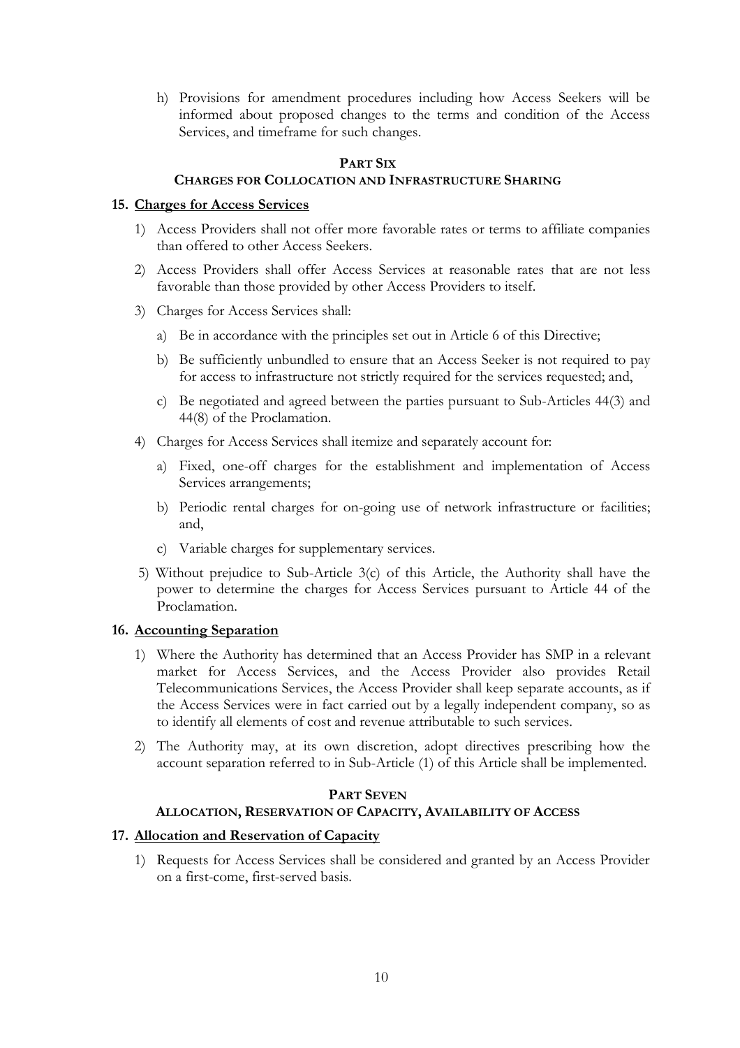h) Provisions for amendment procedures including how Access Seekers will be informed about proposed changes to the terms and condition of the Access Services, and timeframe for such changes.

## PART SIX
## CHARGES FOR COLLOCATION AND INFRASTRUCTURE SHARING

### 15. Charges for Access Services

1) Access Providers shall not offer more favorable rates or terms to affiliate companies than offered to other Access Seekers.

2) Access Providers shall offer Access Services at reasonable rates that are not less favorable than those provided by other Access Providers to itself.

3) Charges for Access Services shall:

   a) Be in accordance with the principles set out in Article 6 of this Directive;

   b) Be sufficiently unbundled to ensure that an Access Seeker is not required to pay for access to infrastructure not strictly required for the services requested; and,

   c) Be negotiated and agreed between the parties pursuant to Sub-Articles 44(3) and 44(8) of the Proclamation.

4) Charges for Access Services shall itemize and separately account for:

   a) Fixed, one-off charges for the establishment and implementation of Access Services arrangements;

   b) Periodic rental charges for on-going use of network infrastructure or facilities; and,

   c) Variable charges for supplementary services.

5) Without prejudice to Sub-Article 3(c) of this Article, the Authority shall have the power to determine the charges for Access Services pursuant to Article 44 of the Proclamation.

### 16. Accounting Separation

1) Where the Authority has determined that an Access Provider has SMP in a relevant market for Access Services, and the Access Provider also provides Retail Telecommunications Services, the Access Provider shall keep separate accounts, as if the Access Services were in fact carried out by a legally independent company, so as to identify all elements of cost and revenue attributable to such services.

2) The Authority may, at its own discretion, adopt directives prescribing how the account separation referred to in Sub-Article (1) of this Article shall be implemented.

## PART SEVEN
## ALLOCATION, RESERVATION OF CAPACITY, AVAILABILITY OF ACCESS

### 17. Allocation and Reservation of Capacity

1) Requests for Access Services shall be considered and granted by an Access Provider on a first-come, first-served basis.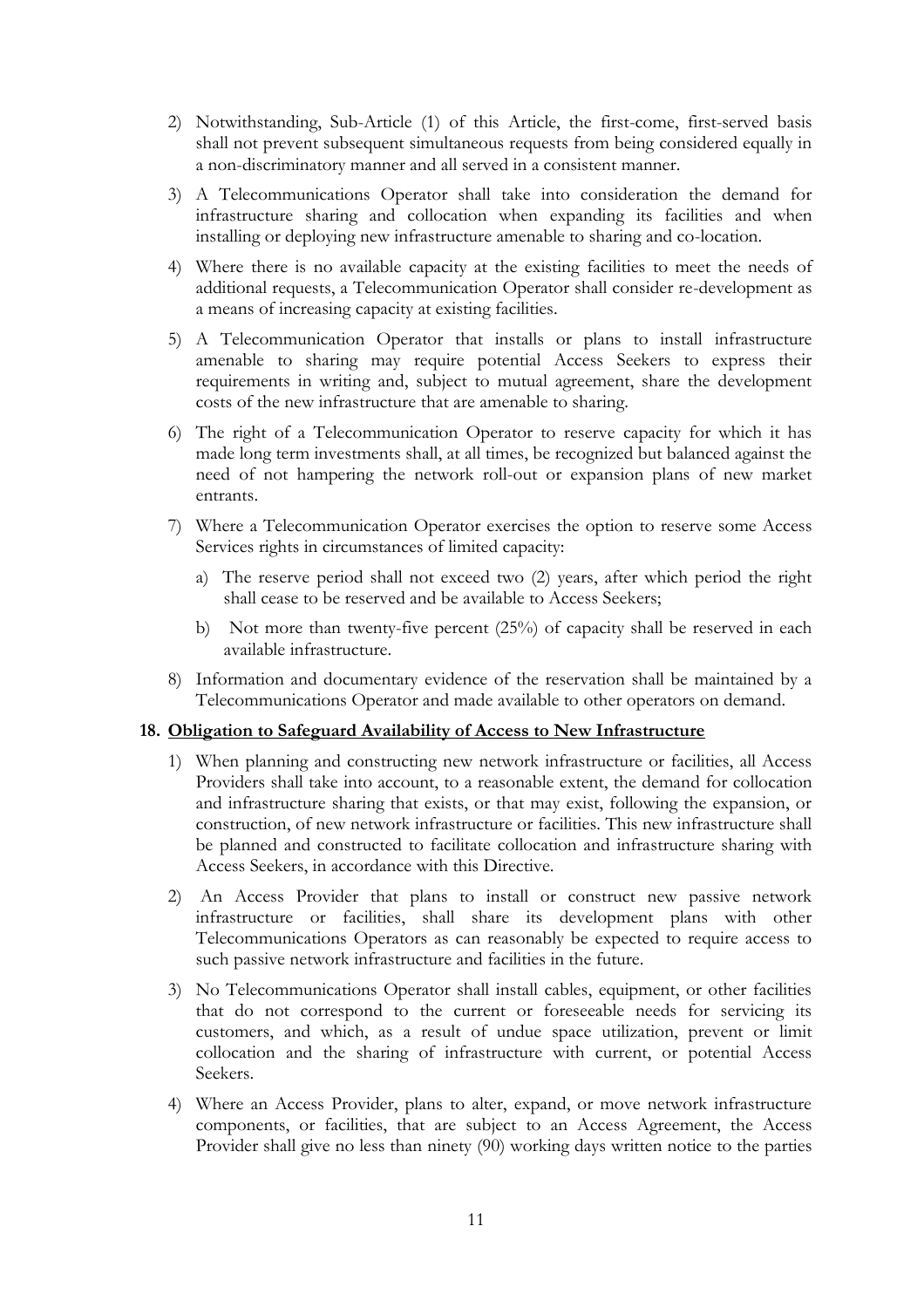2) Notwithstanding, Sub-Article (1) of this Article, the first-come, first-served basis shall not prevent subsequent simultaneous requests from being considered equally in a non-discriminatory manner and all served in a consistent manner.

3) A Telecommunications Operator shall take into consideration the demand for infrastructure sharing and collocation when expanding its facilities and when installing or deploying new infrastructure amenable to sharing and co-location.

4) Where there is no available capacity at the existing facilities to meet the needs of additional requests, a Telecommunication Operator shall consider re-development as a means of increasing capacity at existing facilities.

5) A Telecommunication Operator that installs or plans to install infrastructure amenable to sharing may require potential Access Seekers to express their requirements in writing and, subject to mutual agreement, share the development costs of the new infrastructure that are amenable to sharing.

6) The right of a Telecommunication Operator to reserve capacity for which it has made long term investments shall, at all times, be recognized but balanced against the need of not hampering the network roll-out or expansion plans of new market entrants.

7) Where a Telecommunication Operator exercises the option to reserve some Access Services rights in circumstances of limited capacity:

   a) The reserve period shall not exceed two (2) years, after which period the right shall cease to be reserved and be available to Access Seekers;

   b) Not more than twenty-five percent (25%) of capacity shall be reserved in each available infrastructure.

8) Information and documentary evidence of the reservation shall be maintained by a Telecommunications Operator and made available to other operators on demand.

**18. Obligation to Safeguard Availability of Access to New Infrastructure**

1) When planning and constructing new network infrastructure or facilities, all Access Providers shall take into account, to a reasonable extent, the demand for collocation and infrastructure sharing that exists, or that may exist, following the expansion, or construction, of new network infrastructure or facilities. This new infrastructure shall be planned and constructed to facilitate collocation and infrastructure sharing with Access Seekers, in accordance with this Directive.

2) An Access Provider that plans to install or construct new passive network infrastructure or facilities, shall share its development plans with other Telecommunications Operators as can reasonably be expected to require access to such passive network infrastructure and facilities in the future.

3) No Telecommunications Operator shall install cables, equipment, or other facilities that do not correspond to the current or foreseeable needs for servicing its customers, and which, as a result of undue space utilization, prevent or limit collocation and the sharing of infrastructure with current, or potential Access Seekers.

4) Where an Access Provider, plans to alter, expand, or move network infrastructure components, or facilities, that are subject to an Access Agreement, the Access Provider shall give no less than ninety (90) working days written notice to the parties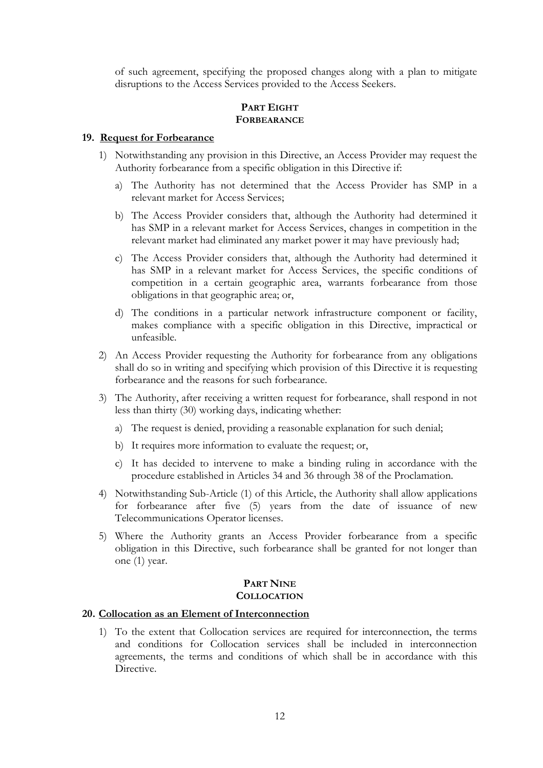of such agreement, specifying the proposed changes along with a plan to mitigate disruptions to the Access Services provided to the Access Seekers.

## PART EIGHT
## FORBEARANCE

### 19. Request for Forbearance

1) Notwithstanding any provision in this Directive, an Access Provider may request the Authority forbearance from a specific obligation in this Directive if:

   a) The Authority has not determined that the Access Provider has SMP in a relevant market for Access Services;

   b) The Access Provider considers that, although the Authority had determined it has SMP in a relevant market for Access Services, changes in competition in the relevant market had eliminated any market power it may have previously had;

   c) The Access Provider considers that, although the Authority had determined it has SMP in a relevant market for Access Services, the specific conditions of competition in a certain geographic area, warrants forbearance from those obligations in that geographic area; or,

   d) The conditions in a particular network infrastructure component or facility, makes compliance with a specific obligation in this Directive, impractical or unfeasible.

2) An Access Provider requesting the Authority for forbearance from any obligations shall do so in writing and specifying which provision of this Directive it is requesting forbearance and the reasons for such forbearance.

3) The Authority, after receiving a written request for forbearance, shall respond in not less than thirty (30) working days, indicating whether:

   a) The request is denied, providing a reasonable explanation for such denial;

   b) It requires more information to evaluate the request; or,

   c) It has decided to intervene to make a binding ruling in accordance with the procedure established in Articles 34 and 36 through 38 of the Proclamation.

4) Notwithstanding Sub-Article (1) of this Article, the Authority shall allow applications for forbearance after five (5) years from the date of issuance of new Telecommunications Operator licenses.

5) Where the Authority grants an Access Provider forbearance from a specific obligation in this Directive, such forbearance shall be granted for not longer than one (1) year.

## PART NINE
## COLLOCATION

### 20. Collocation as an Element of Interconnection

1) To the extent that Collocation services are required for interconnection, the terms and conditions for Collocation services shall be included in interconnection agreements, the terms and conditions of which shall be in accordance with this Directive.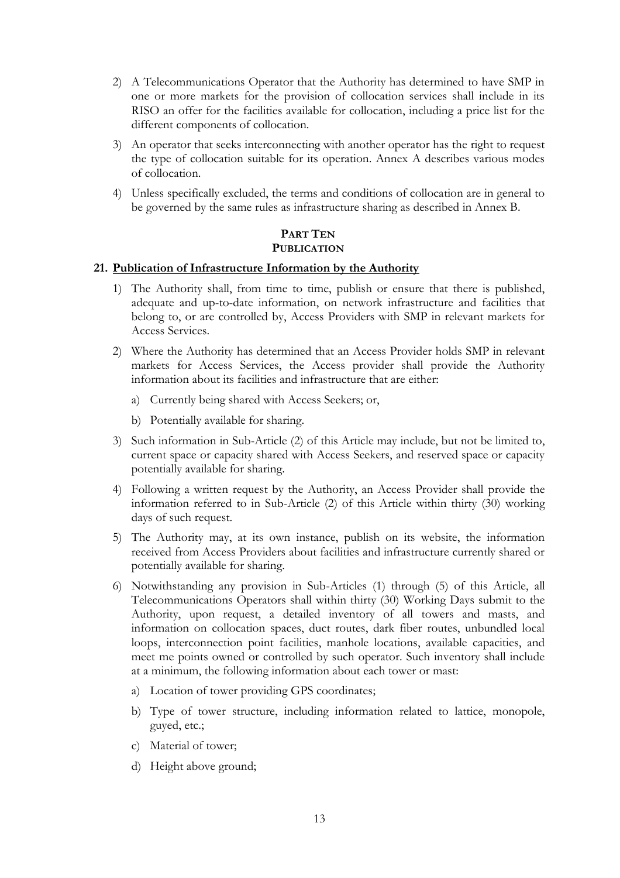2) A Telecommunications Operator that the Authority has determined to have SMP in one or more markets for the provision of collocation services shall include in its RISO an offer for the facilities available for collocation, including a price list for the different components of collocation.

3) An operator that seeks interconnecting with another operator has the right to request the type of collocation suitable for its operation. Annex A describes various modes of collocation.

4) Unless specifically excluded, the terms and conditions of collocation are in general to be governed by the same rules as infrastructure sharing as described in Annex B.

## PART TEN
## PUBLICATION

### 21. Publication of Infrastructure Information by the Authority

1) The Authority shall, from time to time, publish or ensure that there is published, adequate and up-to-date information, on network infrastructure and facilities that belong to, or are controlled by, Access Providers with SMP in relevant markets for Access Services.

2) Where the Authority has determined that an Access Provider holds SMP in relevant markets for Access Services, the Access provider shall provide the Authority information about its facilities and infrastructure that are either:

   a) Currently being shared with Access Seekers; or,

   b) Potentially available for sharing.

3) Such information in Sub-Article (2) of this Article may include, but not be limited to, current space or capacity shared with Access Seekers, and reserved space or capacity potentially available for sharing.

4) Following a written request by the Authority, an Access Provider shall provide the information referred to in Sub-Article (2) of this Article within thirty (30) working days of such request.

5) The Authority may, at its own instance, publish on its website, the information received from Access Providers about facilities and infrastructure currently shared or potentially available for sharing.

6) Notwithstanding any provision in Sub-Articles (1) through (5) of this Article, all Telecommunications Operators shall within thirty (30) Working Days submit to the Authority, upon request, a detailed inventory of all towers and masts, and information on collocation spaces, duct routes, dark fiber routes, unbundled local loops, interconnection point facilities, manhole locations, available capacities, and meet me points owned or controlled by such operator. Such inventory shall include at a minimum, the following information about each tower or mast:

   a) Location of tower providing GPS coordinates;

   b) Type of tower structure, including information related to lattice, monopole, guyed, etc.;

   c) Material of tower;

   d) Height above ground;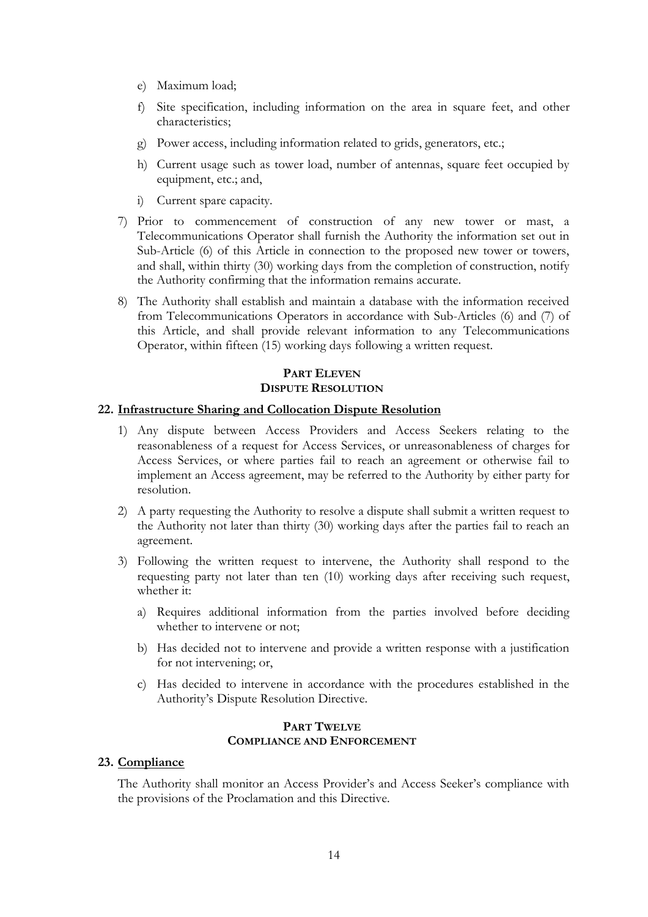e) Maximum load;

   f) Site specification, including information on the area in square feet, and other characteristics;

   g) Power access, including information related to grids, generators, etc.;

   h) Current usage such as tower load, number of antennas, square feet occupied by equipment, etc.; and,

   i) Current spare capacity.

7) Prior to commencement of construction of any new tower or mast, a Telecommunications Operator shall furnish the Authority the information set out in Sub-Article (6) of this Article in connection to the proposed new tower or towers, and shall, within thirty (30) working days from the completion of construction, notify the Authority confirming that the information remains accurate.

8) The Authority shall establish and maintain a database with the information received from Telecommunications Operators in accordance with Sub-Articles (6) and (7) of this Article, and shall provide relevant information to any Telecommunications Operator, within fifteen (15) working days following a written request.

## PART ELEVEN
## DISPUTE RESOLUTION

### 22. Infrastructure Sharing and Collocation Dispute Resolution

1) Any dispute between Access Providers and Access Seekers relating to the reasonableness of a request for Access Services, or unreasonableness of charges for Access Services, or where parties fail to reach an agreement or otherwise fail to implement an Access agreement, may be referred to the Authority by either party for resolution.

2) A party requesting the Authority to resolve a dispute shall submit a written request to the Authority not later than thirty (30) working days after the parties fail to reach an agreement.

3) Following the written request to intervene, the Authority shall respond to the requesting party not later than ten (10) working days after receiving such request, whether it:

   a) Requires additional information from the parties involved before deciding whether to intervene or not;

   b) Has decided not to intervene and provide a written response with a justification for not intervening; or,

   c) Has decided to intervene in accordance with the procedures established in the Authority's Dispute Resolution Directive.

## PART TWELVE
## COMPLIANCE AND ENFORCEMENT

### 23. Compliance

The Authority shall monitor an Access Provider's and Access Seeker's compliance with the provisions of the Proclamation and this Directive.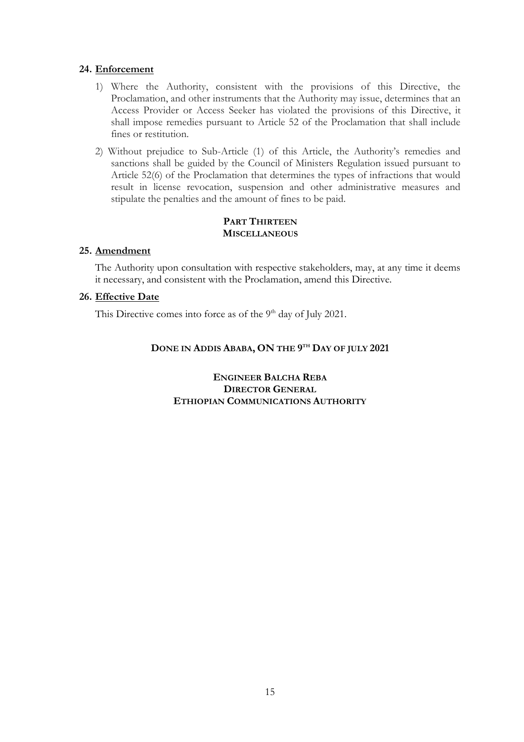## 24. Enforcement

1) Where the Authority, consistent with the provisions of this Directive, the Proclamation, and other instruments that the Authority may issue, determines that an Access Provider or Access Seeker has violated the provisions of this Directive, it shall impose remedies pursuant to Article 52 of the Proclamation that shall include fines or restitution.

2) Without prejudice to Sub-Article (1) of this Article, the Authority's remedies and sanctions shall be guided by the Council of Ministers Regulation issued pursuant to Article 52(6) of the Proclamation that determines the types of infractions that would result in license revocation, suspension and other administrative measures and stipulate the penalties and the amount of fines to be paid.

# PART THIRTEEN
# MISCELLANEOUS

## 25. Amendment

The Authority upon consultation with respective stakeholders, may, at any time it deems it necessary, and consistent with the Proclamation, amend this Directive.

## 26. Effective Date

This Directive comes into force as of the 9th day of July 2021.

**DONE IN ADDIS ABABA, ON THE 9TH DAY OF JULY 2021**

**ENGINEER BALCHA REBA**
**DIRECTOR GENERAL**
**ETHIOPIAN COMMUNICATIONS AUTHORITY**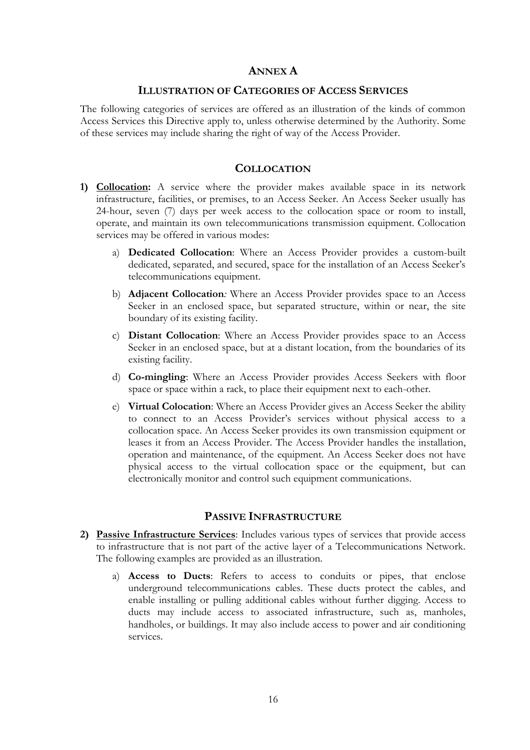# ANNEX A

## ILLUSTRATION OF CATEGORIES OF ACCESS SERVICES

The following categories of services are offered as an illustration of the kinds of common Access Services this Directive apply to, unless otherwise determined by the Authority. Some of these services may include sharing the right of way of the Access Provider.

## COLLOCATION

1) **Collocation:** A service where the provider makes available space in its network infrastructure, facilities, or premises, to an Access Seeker. An Access Seeker usually has 24-hour, seven (7) days per week access to the collocation space or room to install, operate, and maintain its own telecommunications transmission equipment. Collocation services may be offered in various modes:

   a) **Dedicated Collocation**: Where an Access Provider provides a custom-built dedicated, separated, and secured, space for the installation of an Access Seeker's telecommunications equipment.

   b) **Adjacent Collocation***:* Where an Access Provider provides space to an Access Seeker in an enclosed space, but separated structure, within or near, the site boundary of its existing facility.

   c) **Distant Collocation**: Where an Access Provider provides space to an Access Seeker in an enclosed space, but at a distant location, from the boundaries of its existing facility.

   d) **Co-mingling**: Where an Access Provider provides Access Seekers with floor space or space within a rack, to place their equipment next to each-other.

   e) **Virtual Colocation**: Where an Access Provider gives an Access Seeker the ability to connect to an Access Provider's services without physical access to a collocation space. An Access Seeker provides its own transmission equipment or leases it from an Access Provider. The Access Provider handles the installation, operation and maintenance, of the equipment. An Access Seeker does not have physical access to the virtual collocation space or the equipment, but can electronically monitor and control such equipment communications.

## PASSIVE INFRASTRUCTURE

2) **Passive Infrastructure Services**: Includes various types of services that provide access to infrastructure that is not part of the active layer of a Telecommunications Network. The following examples are provided as an illustration.

   a) **Access to Ducts**: Refers to access to conduits or pipes, that enclose underground telecommunications cables. These ducts protect the cables, and enable installing or pulling additional cables without further digging. Access to ducts may include access to associated infrastructure, such as, manholes, handholes, or buildings. It may also include access to power and air conditioning services.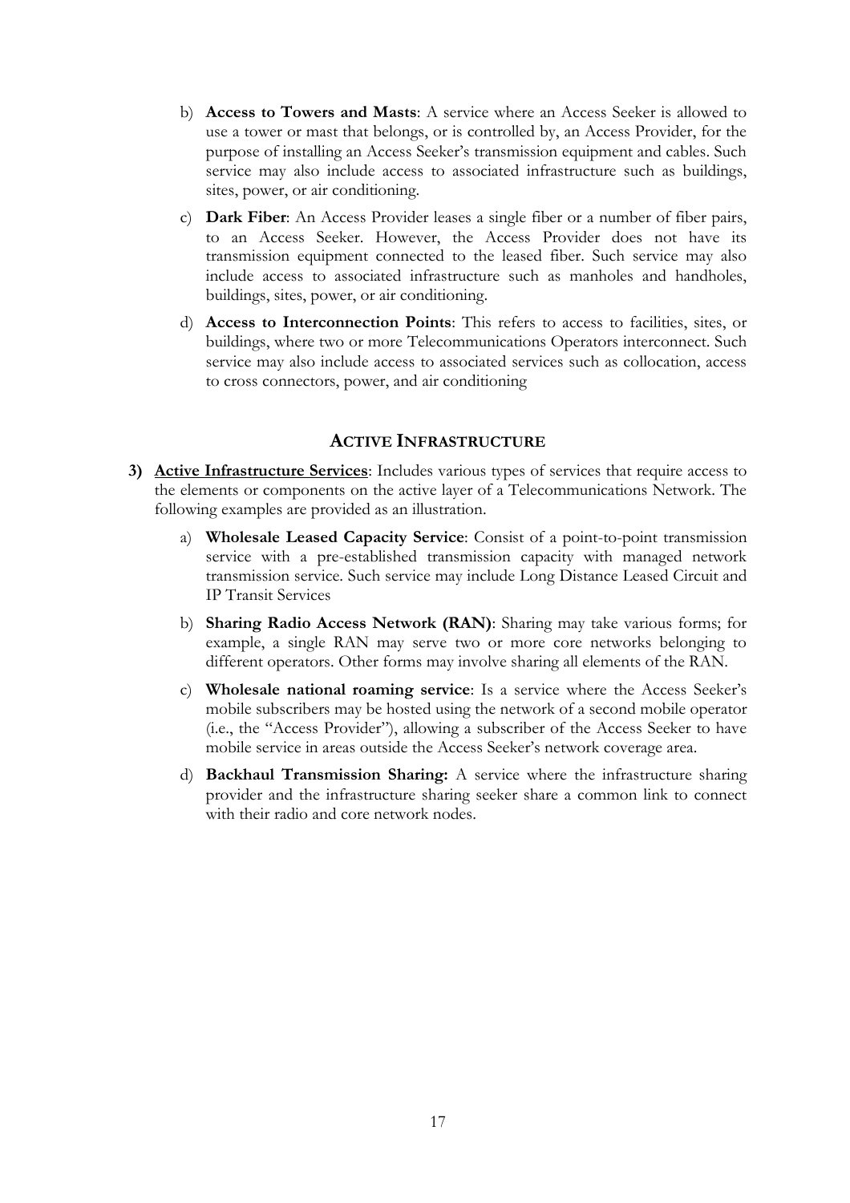b) **Access to Towers and Masts**: A service where an Access Seeker is allowed to use a tower or mast that belongs, or is controlled by, an Access Provider, for the purpose of installing an Access Seeker's transmission equipment and cables. Such service may also include access to associated infrastructure such as buildings, sites, power, or air conditioning.

c) **Dark Fiber**: An Access Provider leases a single fiber or a number of fiber pairs, to an Access Seeker. However, the Access Provider does not have its transmission equipment connected to the leased fiber. Such service may also include access to associated infrastructure such as manholes and handholes, buildings, sites, power, or air conditioning.

d) **Access to Interconnection Points**: This refers to access to facilities, sites, or buildings, where two or more Telecommunications Operators interconnect. Such service may also include access to associated services such as collocation, access to cross connectors, power, and air conditioning

## ACTIVE INFRASTRUCTURE

**3) <u>Active Infrastructure Services</u>**: Includes various types of services that require access to the elements or components on the active layer of a Telecommunications Network. The following examples are provided as an illustration.

a) **Wholesale Leased Capacity Service**: Consist of a point-to-point transmission service with a pre-established transmission capacity with managed network transmission service. Such service may include Long Distance Leased Circuit and IP Transit Services

b) **Sharing Radio Access Network (RAN)**: Sharing may take various forms; for example, a single RAN may serve two or more core networks belonging to different operators. Other forms may involve sharing all elements of the RAN.

c) **Wholesale national roaming service**: Is a service where the Access Seeker's mobile subscribers may be hosted using the network of a second mobile operator (i.e., the "Access Provider"), allowing a subscriber of the Access Seeker to have mobile service in areas outside the Access Seeker's network coverage area.

d) **Backhaul Transmission Sharing:** A service where the infrastructure sharing provider and the infrastructure sharing seeker share a common link to connect with their radio and core network nodes.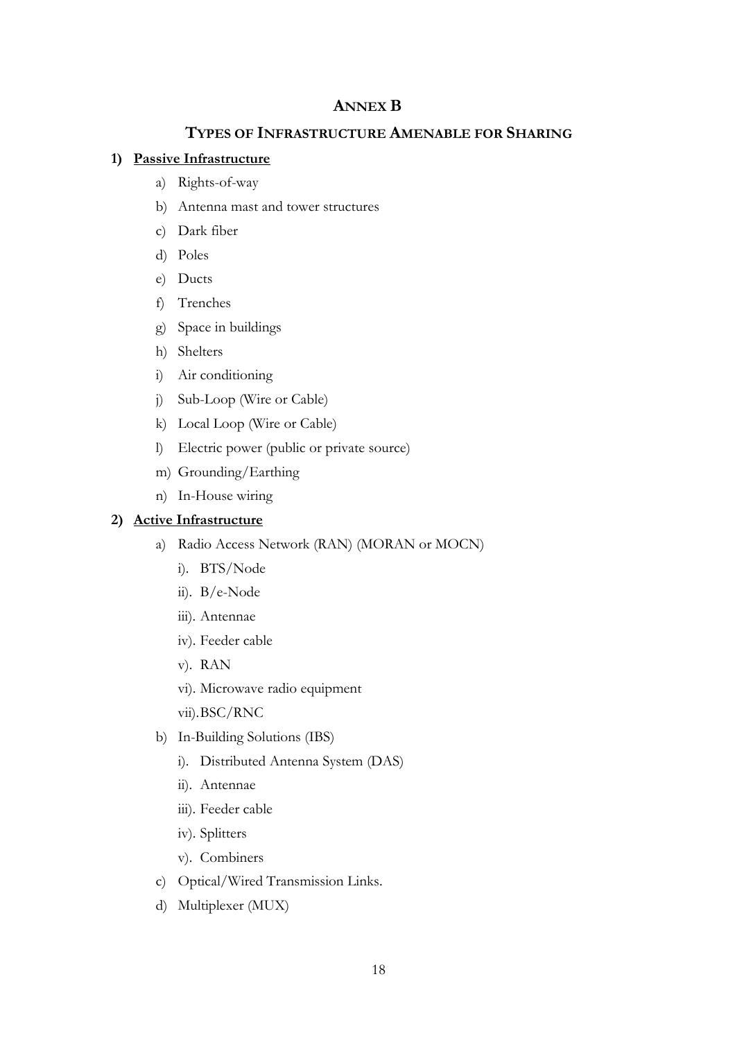# ANNEX B

## TYPES OF INFRASTRUCTURE AMENABLE FOR SHARING

**1) Passive Infrastructure**

a) Rights-of-way

b) Antenna mast and tower structures

c) Dark fiber

d) Poles

e) Ducts

f) Trenches

g) Space in buildings

h) Shelters

i) Air conditioning

j) Sub-Loop (Wire or Cable)

k) Local Loop (Wire or Cable)

l) Electric power (public or private source)

m) Grounding/Earthing

n) In-House wiring

**2) Active Infrastructure**

a) Radio Access Network (RAN) (MORAN or MOCN)

   i). BTS/Node

   ii). B/e-Node

   iii). Antennae

   iv). Feeder cable

   v). RAN

   vi). Microwave radio equipment

   vii). BSC/RNC

b) In-Building Solutions (IBS)

   i). Distributed Antenna System (DAS)

   ii). Antennae

   iii). Feeder cable

   iv). Splitters

   v). Combiners

c) Optical/Wired Transmission Links.

d) Multiplexer (MUX)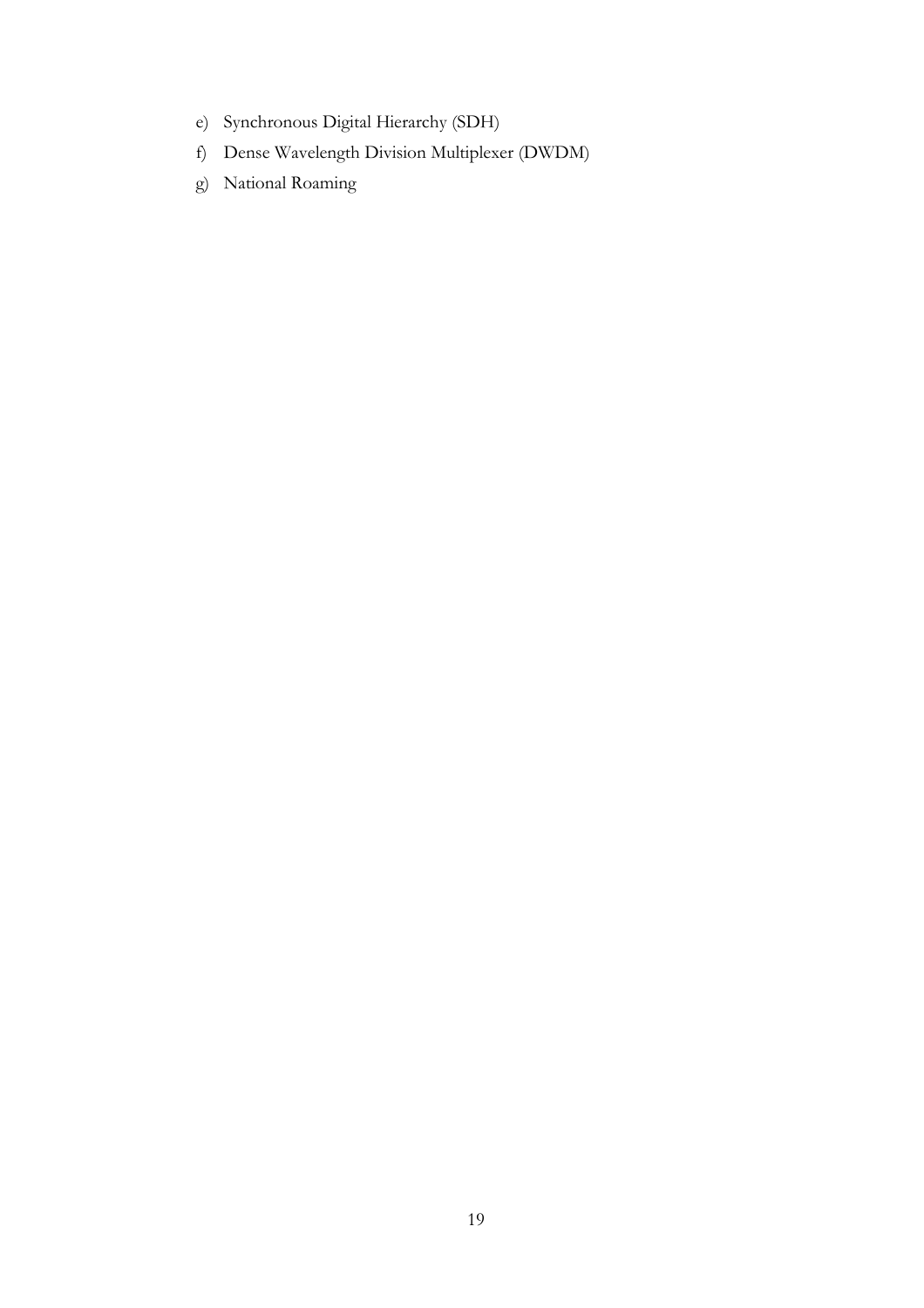e) Synchronous Digital Hierarchy (SDH)
f) Dense Wavelength Division Multiplexer (DWDM)
g) National Roaming